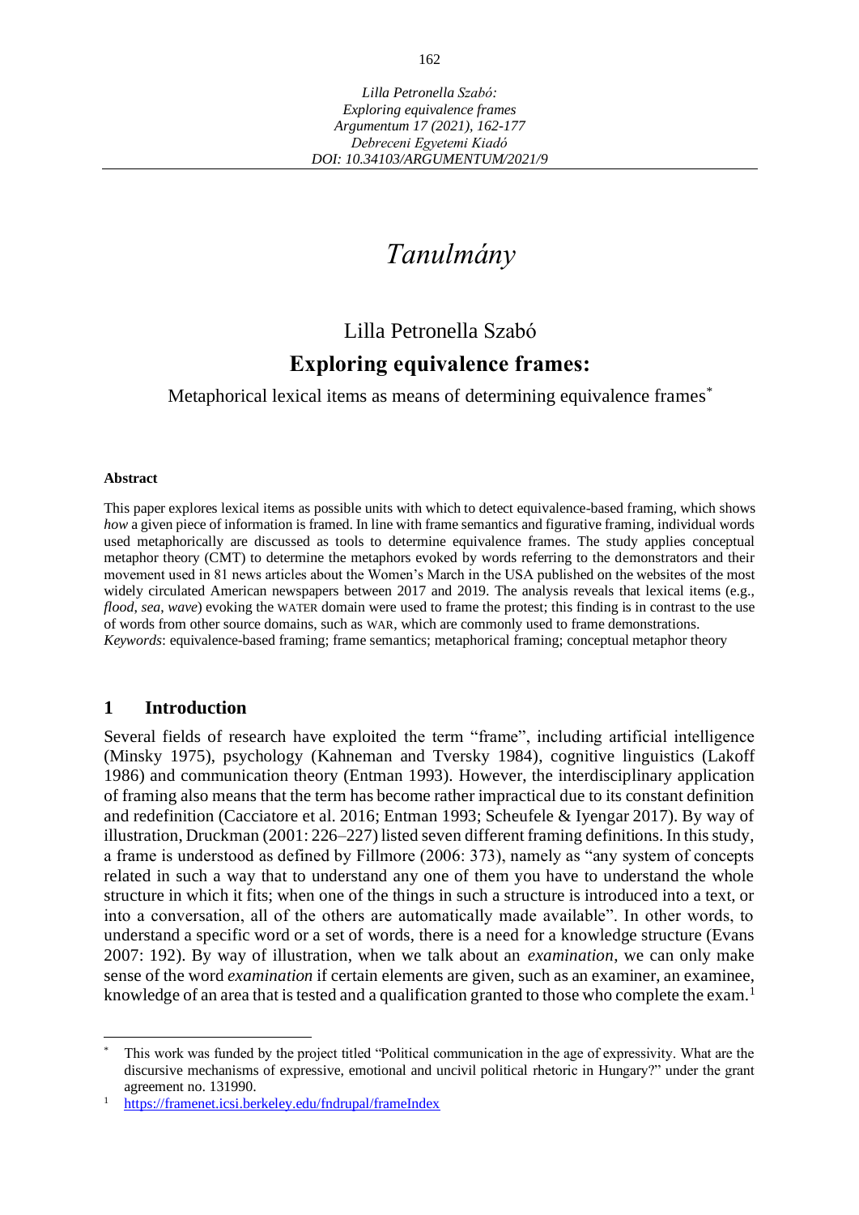*Lilla Petronella Szabó:*
*Exploring equivalence frames*
*Argumentum 17 (2021), 162-177*
*Debreceni Egyetemi Kiadó*
*DOI: 10.34103/ARGUMENTUM/2021/9*

# *Tanulmány*

Lilla Petronella Szabó

## Exploring equivalence frames:

Metaphorical lexical items as means of determining equivalence frames[*]

#### Abstract

This paper explores lexical items as possible units with which to detect equivalence-based framing, which shows *how* a given piece of information is framed. In line with frame semantics and figurative framing, individual words used metaphorically are discussed as tools to determine equivalence frames. The study applies conceptual metaphor theory (CMT) to determine the metaphors evoked by words referring to the demonstrators and their movement used in 81 news articles about the Women's March in the USA published on the websites of the most widely circulated American newspapers between 2017 and 2019. The analysis reveals that lexical items (e.g., *flood*, *sea*, *wave*) evoking the WATER domain were used to frame the protest; this finding is in contrast to the use of words from other source domains, such as WAR, which are commonly used to frame demonstrations.
*Keywords*: equivalence-based framing; frame semantics; metaphorical framing; conceptual metaphor theory

## 1 Introduction

Several fields of research have exploited the term "frame", including artificial intelligence (Minsky 1975), psychology (Kahneman and Tversky 1984), cognitive linguistics (Lakoff 1986) and communication theory (Entman 1993). However, the interdisciplinary application of framing also means that the term has become rather impractical due to its constant definition and redefinition (Cacciatore et al. 2016; Entman 1993; Scheufele & Iyengar 2017). By way of illustration, Druckman (2001: 226–227) listed seven different framing definitions. In this study, a frame is understood as defined by Fillmore (2006: 373), namely as "any system of concepts related in such a way that to understand any one of them you have to understand the whole structure in which it fits; when one of the things in such a structure is introduced into a text, or into a conversation, all of the others are automatically made available". In other words, to understand a specific word or a set of words, there is a need for a knowledge structure (Evans 2007: 192). By way of illustration, when we talk about an *examination*, we can only make sense of the word *examination* if certain elements are given, such as an examiner, an examinee, knowledge of an area that is tested and a qualification granted to those who complete the exam.[1]

---

[*] This work was funded by the project titled "Political communication in the age of expressivity. What are the discursive mechanisms of expressive, emotional and uncivil political rhetoric in Hungary?" under the grant agreement no. 131990.

[1] https://framenet.icsi.berkeley.edu/fndrupal/frameIndex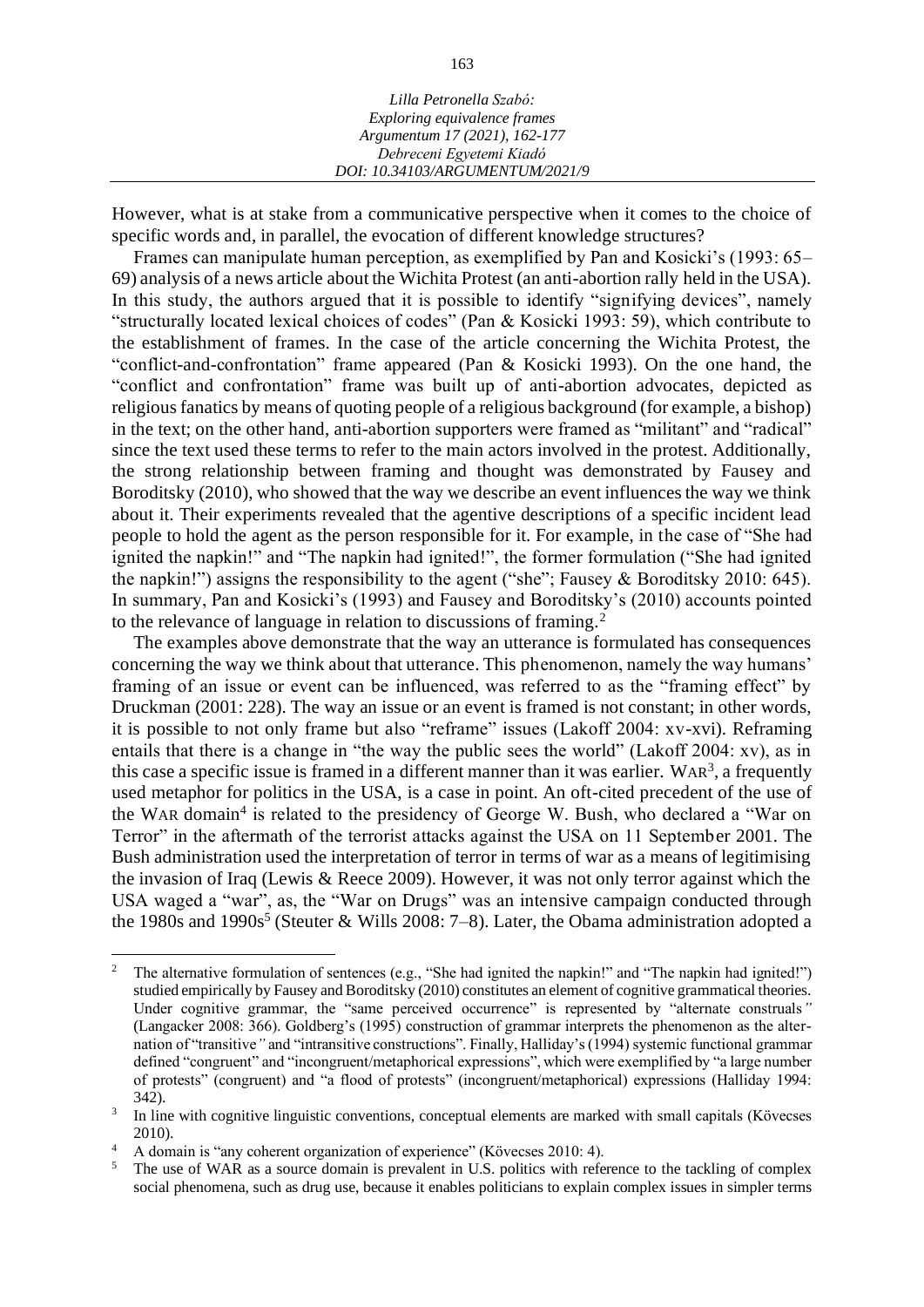However, what is at stake from a communicative perspective when it comes to the choice of specific words and, in parallel, the evocation of different knowledge structures?

Frames can manipulate human perception, as exemplified by Pan and Kosicki's (1993: 65–69) analysis of a news article about the Wichita Protest (an anti-abortion rally held in the USA). In this study, the authors argued that it is possible to identify "signifying devices", namely "structurally located lexical choices of codes" (Pan & Kosicki 1993: 59), which contribute to the establishment of frames. In the case of the article concerning the Wichita Protest, the "conflict-and-confrontation" frame appeared (Pan & Kosicki 1993). On the one hand, the "conflict and confrontation" frame was built up of anti-abortion advocates, depicted as religious fanatics by means of quoting people of a religious background (for example, a bishop) in the text; on the other hand, anti-abortion supporters were framed as "militant" and "radical" since the text used these terms to refer to the main actors involved in the protest. Additionally, the strong relationship between framing and thought was demonstrated by Fausey and Boroditsky (2010), who showed that the way we describe an event influences the way we think about it. Their experiments revealed that the agentive descriptions of a specific incident lead people to hold the agent as the person responsible for it. For example, in the case of "She had ignited the napkin!" and "The napkin had ignited!", the former formulation ("She had ignited the napkin!") assigns the responsibility to the agent ("she"; Fausey & Boroditsky 2010: 645). In summary, Pan and Kosicki's (1993) and Fausey and Boroditsky's (2010) accounts pointed to the relevance of language in relation to discussions of framing.[2]

The examples above demonstrate that the way an utterance is formulated has consequences concerning the way we think about that utterance. This phenomenon, namely the way humans' framing of an issue or event can be influenced, was referred to as the "framing effect" by Druckman (2001: 228). The way an issue or an event is framed is not constant; in other words, it is possible to not only frame but also "reframe" issues (Lakoff 2004: xv-xvi). Reframing entails that there is a change in "the way the public sees the world" (Lakoff 2004: xv), as in this case a specific issue is framed in a different manner than it was earlier. WAR[3], a frequently used metaphor for politics in the USA, is a case in point. An oft-cited precedent of the use of the WAR domain[4] is related to the presidency of George W. Bush, who declared a "War on Terror" in the aftermath of the terrorist attacks against the USA on 11 September 2001. The Bush administration used the interpretation of terror in terms of war as a means of legitimising the invasion of Iraq (Lewis & Reece 2009). However, it was not only terror against which the USA waged a "war", as, the "War on Drugs" was an intensive campaign conducted through the 1980s and 1990s[5] (Steuter & Wills 2008: 7–8). Later, the Obama administration adopted a

---

[2] The alternative formulation of sentences (e.g., "She had ignited the napkin!" and "The napkin had ignited!") studied empirically by Fausey and Boroditsky (2010) constitutes an element of cognitive grammatical theories. Under cognitive grammar, the "same perceived occurrence" is represented by "alternate construals" (Langacker 2008: 366). Goldberg's (1995) construction of grammar interprets the phenomenon as the alternation of "transitive" and "intransitive constructions". Finally, Halliday's (1994) systemic functional grammar defined "congruent" and "incongruent/metaphorical expressions", which were exemplified by "a large number of protests" (congruent) and "a flood of protests" (incongruent/metaphorical) expressions (Halliday 1994: 342).

[3] In line with cognitive linguistic conventions, conceptual elements are marked with small capitals (Kövecses 2010).

[4] A domain is "any coherent organization of experience" (Kövecses 2010: 4).

[5] The use of WAR as a source domain is prevalent in U.S. politics with reference to the tackling of complex social phenomena, such as drug use, because it enables politicians to explain complex issues in simpler terms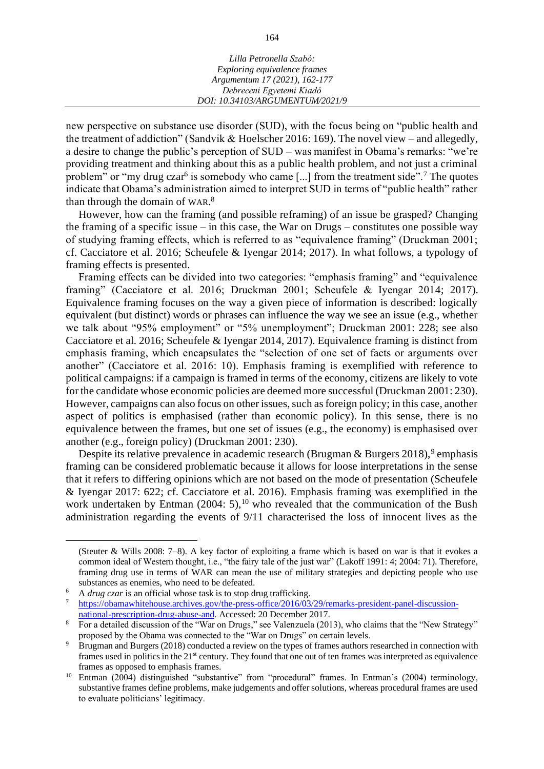new perspective on substance use disorder (SUD), with the focus being on "public health and the treatment of addiction" (Sandvik & Hoelscher 2016: 169). The novel view – and allegedly, a desire to change the public's perception of SUD – was manifest in Obama's remarks: "we're providing treatment and thinking about this as a public health problem, and not just a criminal problem" or "my drug czar[6] is somebody who came [...] from the treatment side".[7] The quotes indicate that Obama's administration aimed to interpret SUD in terms of "public health" rather than through the domain of WAR.[8]

However, how can the framing (and possible reframing) of an issue be grasped? Changing the framing of a specific issue – in this case, the War on Drugs – constitutes one possible way of studying framing effects, which is referred to as "equivalence framing" (Druckman 2001; cf. Cacciatore et al. 2016; Scheufele & Iyengar 2014; 2017). In what follows, a typology of framing effects is presented.

Framing effects can be divided into two categories: "emphasis framing" and "equivalence framing" (Cacciatore et al. 2016; Druckman 2001; Scheufele & Iyengar 2014; 2017). Equivalence framing focuses on the way a given piece of information is described: logically equivalent (but distinct) words or phrases can influence the way we see an issue (e.g., whether we talk about "95% employment" or "5% unemployment"; Druckman 2001: 228; see also Cacciatore et al. 2016; Scheufele & Iyengar 2014, 2017). Equivalence framing is distinct from emphasis framing, which encapsulates the "selection of one set of facts or arguments over another" (Cacciatore et al. 2016: 10). Emphasis framing is exemplified with reference to political campaigns: if a campaign is framed in terms of the economy, citizens are likely to vote for the candidate whose economic policies are deemed more successful (Druckman 2001: 230). However, campaigns can also focus on other issues, such as foreign policy; in this case, another aspect of politics is emphasised (rather than economic policy). In this sense, there is no equivalence between the frames, but one set of issues (e.g., the economy) is emphasised over another (e.g., foreign policy) (Druckman 2001: 230).

Despite its relative prevalence in academic research (Brugman & Burgers 2018),[9] emphasis framing can be considered problematic because it allows for loose interpretations in the sense that it refers to differing opinions which are not based on the mode of presentation (Scheufele & Iyengar 2017: 622; cf. Cacciatore et al. 2016). Emphasis framing was exemplified in the work undertaken by Entman (2004: 5),[10] who revealed that the communication of the Bush administration regarding the events of 9/11 characterised the loss of innocent lives as the

---

(Steuter & Wills 2008: 7–8). A key factor of exploiting a frame which is based on war is that it evokes a common ideal of Western thought, i.e., "the fairy tale of the just war" (Lakoff 1991: 4; 2004: 71). Therefore, framing drug use in terms of WAR can mean the use of military strategies and depicting people who use substances as enemies, who need to be defeated.

[6] A *drug czar* is an official whose task is to stop drug trafficking.

[7] https://obamawhitehouse.archives.gov/the-press-office/2016/03/29/remarks-president-panel-discussion-national-prescription-drug-abuse-and. Accessed: 20 December 2017.

[8] For a detailed discussion of the "War on Drugs," see Valenzuela (2013), who claims that the "New Strategy" proposed by the Obama was connected to the "War on Drugs" on certain levels.

[9] Brugman and Burgers (2018) conducted a review on the types of frames authors researched in connection with frames used in politics in the 21st century. They found that one out of ten frames was interpreted as equivalence frames as opposed to emphasis frames.

[10] Entman (2004) distinguished "substantive" from "procedural" frames. In Entman's (2004) terminology, substantive frames define problems, make judgements and offer solutions, whereas procedural frames are used to evaluate politicians' legitimacy.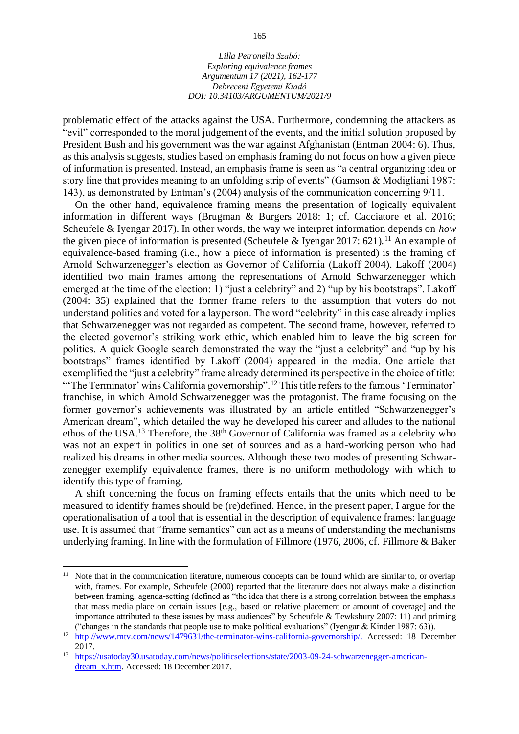problematic effect of the attacks against the USA. Furthermore, condemning the attackers as "evil" corresponded to the moral judgement of the events, and the initial solution proposed by President Bush and his government was the war against Afghanistan (Entman 2004: 6). Thus, as this analysis suggests, studies based on emphasis framing do not focus on how a given piece of information is presented. Instead, an emphasis frame is seen as "a central organizing idea or story line that provides meaning to an unfolding strip of events" (Gamson & Modigliani 1987: 143), as demonstrated by Entman's (2004) analysis of the communication concerning 9/11.

On the other hand, equivalence framing means the presentation of logically equivalent information in different ways (Brugman & Burgers 2018: 1; cf. Cacciatore et al. 2016; Scheufele & Iyengar 2017). In other words, the way we interpret information depends on *how* the given piece of information is presented (Scheufele & Iyengar 2017: 621).[11] An example of equivalence-based framing (i.e., how a piece of information is presented) is the framing of Arnold Schwarzenegger's election as Governor of California (Lakoff 2004). Lakoff (2004) identified two main frames among the representations of Arnold Schwarzenegger which emerged at the time of the election: 1) "just a celebrity" and 2) "up by his bootstraps". Lakoff (2004: 35) explained that the former frame refers to the assumption that voters do not understand politics and voted for a layperson. The word "celebrity" in this case already implies that Schwarzenegger was not regarded as competent. The second frame, however, referred to the elected governor's striking work ethic, which enabled him to leave the big screen for politics. A quick Google search demonstrated the way the "just a celebrity" and "up by his bootstraps" frames identified by Lakoff (2004) appeared in the media. One article that exemplified the "just a celebrity" frame already determined its perspective in the choice of title: "'The Terminator' wins California governorship".[12] This title refers to the famous 'Terminator' franchise, in which Arnold Schwarzenegger was the protagonist. The frame focusing on the former governor's achievements was illustrated by an article entitled "Schwarzenegger's American dream", which detailed the way he developed his career and alludes to the national ethos of the USA.[13] Therefore, the 38th Governor of California was framed as a celebrity who was not an expert in politics in one set of sources and as a hard-working person who had realized his dreams in other media sources. Although these two modes of presenting Schwarzenegger exemplify equivalence frames, there is no uniform methodology with which to identify this type of framing.

A shift concerning the focus on framing effects entails that the units which need to be measured to identify frames should be (re)defined. Hence, in the present paper, I argue for the operationalisation of a tool that is essential in the description of equivalence frames: language use. It is assumed that "frame semantics" can act as a means of understanding the mechanisms underlying framing. In line with the formulation of Fillmore (1976, 2006, cf. Fillmore & Baker

---

[11] Note that in the communication literature, numerous concepts can be found which are similar to, or overlap with, frames. For example, Scheufele (2000) reported that the literature does not always make a distinction between framing, agenda-setting (defined as "the idea that there is a strong correlation between the emphasis that mass media place on certain issues [e.g., based on relative placement or amount of coverage] and the importance attributed to these issues by mass audiences" by Scheufele & Tewksbury 2007: 11) and priming ("changes in the standards that people use to make political evaluations" (Iyengar & Kinder 1987: 63)).

[12] http://www.mtv.com/news/1479631/the-terminator-wins-california-governorship/. Accessed: 18 December 2017.

[13] https://usatoday30.usatoday.com/news/politicselections/state/2003-09-24-schwarzenegger-american-dream_x.htm. Accessed: 18 December 2017.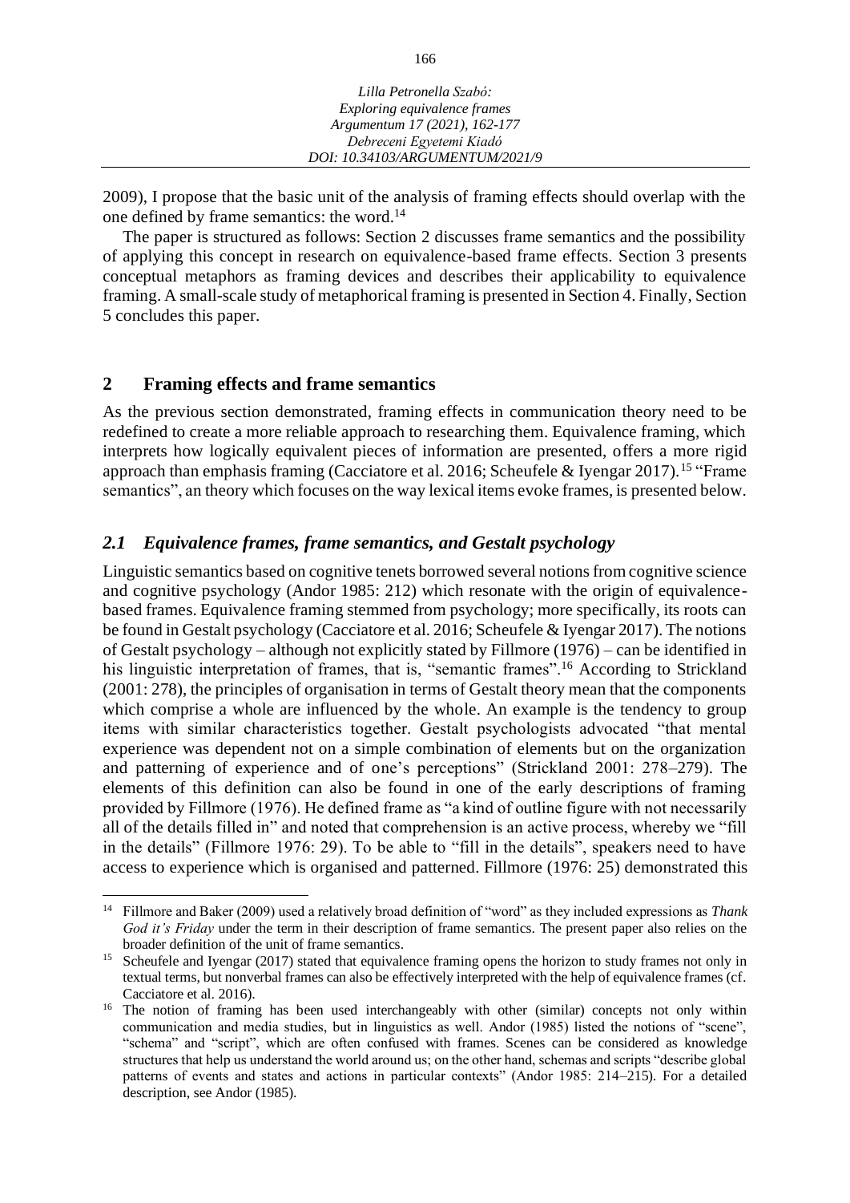2009), I propose that the basic unit of the analysis of framing effects should overlap with the one defined by frame semantics: the word.[14]

The paper is structured as follows: Section 2 discusses frame semantics and the possibility of applying this concept in research on equivalence-based frame effects. Section 3 presents conceptual metaphors as framing devices and describes their applicability to equivalence framing. A small-scale study of metaphorical framing is presented in Section 4. Finally, Section 5 concludes this paper.

## 2 Framing effects and frame semantics

As the previous section demonstrated, framing effects in communication theory need to be redefined to create a more reliable approach to researching them. Equivalence framing, which interprets how logically equivalent pieces of information are presented, offers a more rigid approach than emphasis framing (Cacciatore et al. 2016; Scheufele & Iyengar 2017).[15] "Frame semantics", an theory which focuses on the way lexical items evoke frames, is presented below.

### *2.1 Equivalence frames, frame semantics, and Gestalt psychology*

Linguistic semantics based on cognitive tenets borrowed several notions from cognitive science and cognitive psychology (Andor 1985: 212) which resonate with the origin of equivalence-based frames. Equivalence framing stemmed from psychology; more specifically, its roots can be found in Gestalt psychology (Cacciatore et al. 2016; Scheufele & Iyengar 2017). The notions of Gestalt psychology – although not explicitly stated by Fillmore (1976) – can be identified in his linguistic interpretation of frames, that is, "semantic frames".[16] According to Strickland (2001: 278), the principles of organisation in terms of Gestalt theory mean that the components which comprise a whole are influenced by the whole. An example is the tendency to group items with similar characteristics together. Gestalt psychologists advocated "that mental experience was dependent not on a simple combination of elements but on the organization and patterning of experience and of one's perceptions" (Strickland 2001: 278–279). The elements of this definition can also be found in one of the early descriptions of framing provided by Fillmore (1976). He defined frame as "a kind of outline figure with not necessarily all of the details filled in" and noted that comprehension is an active process, whereby we "fill in the details" (Fillmore 1976: 29). To be able to "fill in the details", speakers need to have access to experience which is organised and patterned. Fillmore (1976: 25) demonstrated this

---

[14] Fillmore and Baker (2009) used a relatively broad definition of "word" as they included expressions as *Thank God it's Friday* under the term in their description of frame semantics. The present paper also relies on the broader definition of the unit of frame semantics.

[15] Scheufele and Iyengar (2017) stated that equivalence framing opens the horizon to study frames not only in textual terms, but nonverbal frames can also be effectively interpreted with the help of equivalence frames (cf. Cacciatore et al. 2016).

[16] The notion of framing has been used interchangeably with other (similar) concepts not only within communication and media studies, but in linguistics as well. Andor (1985) listed the notions of "scene", "schema" and "script", which are often confused with frames. Scenes can be considered as knowledge structures that help us understand the world around us; on the other hand, schemas and scripts "describe global patterns of events and states and actions in particular contexts" (Andor 1985: 214–215). For a detailed description, see Andor (1985).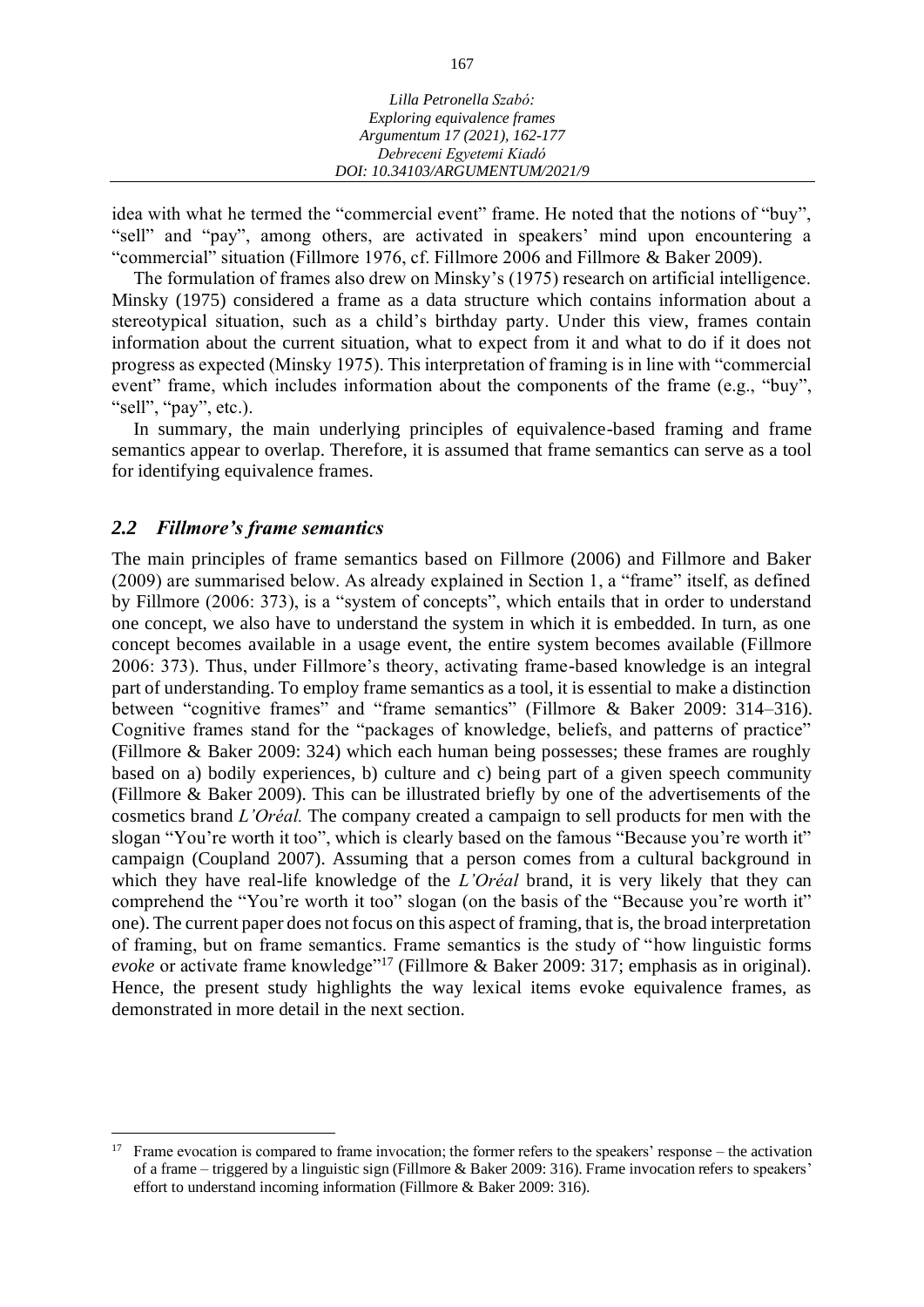idea with what he termed the "commercial event" frame. He noted that the notions of "buy", "sell" and "pay", among others, are activated in speakers' mind upon encountering a "commercial" situation (Fillmore 1976, cf. Fillmore 2006 and Fillmore & Baker 2009).

The formulation of frames also drew on Minsky's (1975) research on artificial intelligence. Minsky (1975) considered a frame as a data structure which contains information about a stereotypical situation, such as a child's birthday party. Under this view, frames contain information about the current situation, what to expect from it and what to do if it does not progress as expected (Minsky 1975). This interpretation of framing is in line with "commercial event" frame, which includes information about the components of the frame (e.g., "buy", "sell", "pay", etc.).

In summary, the main underlying principles of equivalence-based framing and frame semantics appear to overlap. Therefore, it is assumed that frame semantics can serve as a tool for identifying equivalence frames.

## *2.2 Fillmore's frame semantics*

The main principles of frame semantics based on Fillmore (2006) and Fillmore and Baker (2009) are summarised below. As already explained in Section 1, a "frame" itself, as defined by Fillmore (2006: 373), is a "system of concepts", which entails that in order to understand one concept, we also have to understand the system in which it is embedded. In turn, as one concept becomes available in a usage event, the entire system becomes available (Fillmore 2006: 373). Thus, under Fillmore's theory, activating frame-based knowledge is an integral part of understanding. To employ frame semantics as a tool, it is essential to make a distinction between "cognitive frames" and "frame semantics" (Fillmore & Baker 2009: 314–316). Cognitive frames stand for the "packages of knowledge, beliefs, and patterns of practice" (Fillmore & Baker 2009: 324) which each human being possesses; these frames are roughly based on a) bodily experiences, b) culture and c) being part of a given speech community (Fillmore & Baker 2009). This can be illustrated briefly by one of the advertisements of the cosmetics brand *L'Oréal.* The company created a campaign to sell products for men with the slogan "You're worth it too", which is clearly based on the famous "Because you're worth it" campaign (Coupland 2007). Assuming that a person comes from a cultural background in which they have real-life knowledge of the *L'Oréal* brand, it is very likely that they can comprehend the "You're worth it too" slogan (on the basis of the "Because you're worth it" one). The current paper does not focus on this aspect of framing, that is, the broad interpretation of framing, but on frame semantics. Frame semantics is the study of "how linguistic forms *evoke* or activate frame knowledge"[17] (Fillmore & Baker 2009: 317; emphasis as in original). Hence, the present study highlights the way lexical items evoke equivalence frames, as demonstrated in more detail in the next section.

---

[17] Frame evocation is compared to frame invocation; the former refers to the speakers' response – the activation of a frame – triggered by a linguistic sign (Fillmore & Baker 2009: 316). Frame invocation refers to speakers' effort to understand incoming information (Fillmore & Baker 2009: 316).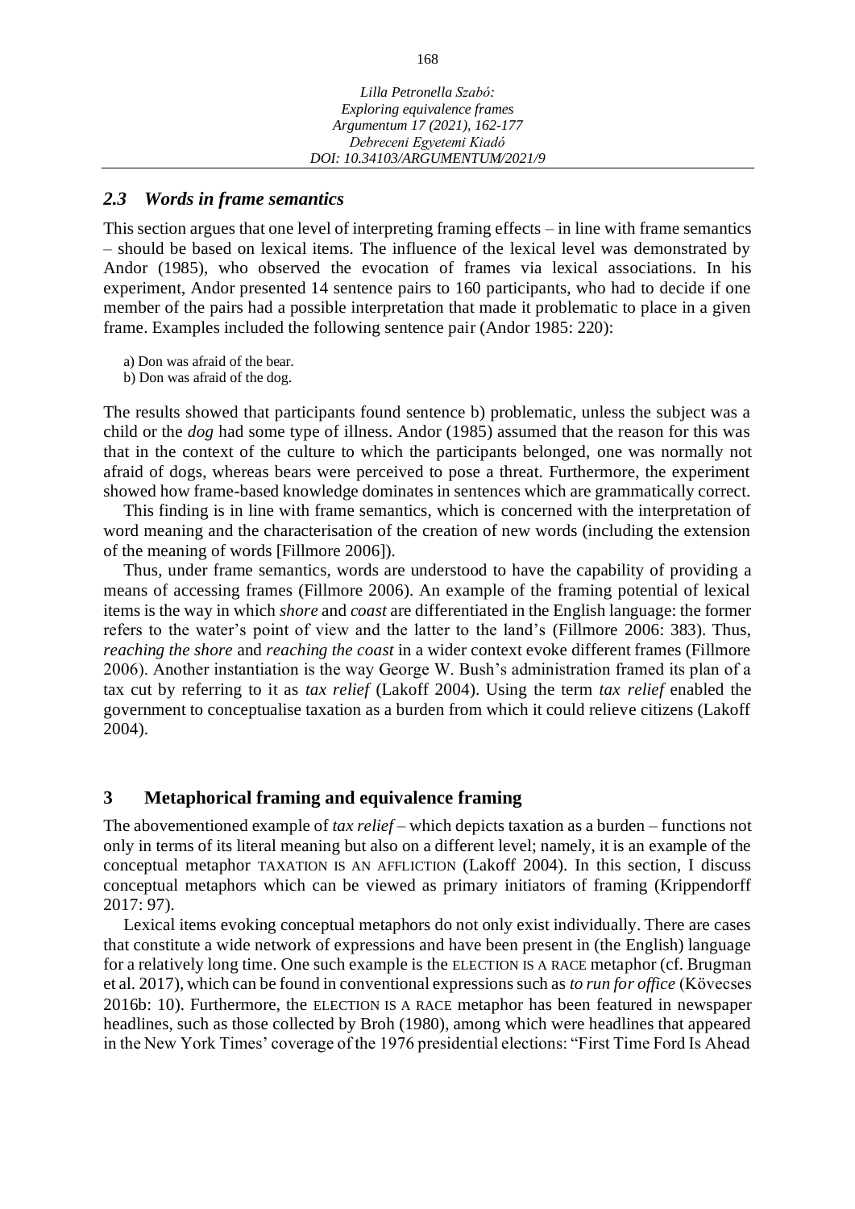### *2.3 Words in frame semantics*

This section argues that one level of interpreting framing effects – in line with frame semantics – should be based on lexical items. The influence of the lexical level was demonstrated by Andor (1985), who observed the evocation of frames via lexical associations. In his experiment, Andor presented 14 sentence pairs to 160 participants, who had to decide if one member of the pairs had a possible interpretation that made it problematic to place in a given frame. Examples included the following sentence pair (Andor 1985: 220):

a) Don was afraid of the bear.
b) Don was afraid of the dog.

The results showed that participants found sentence b) problematic, unless the subject was a child or the *dog* had some type of illness. Andor (1985) assumed that the reason for this was that in the context of the culture to which the participants belonged, one was normally not afraid of dogs, whereas bears were perceived to pose a threat. Furthermore, the experiment showed how frame-based knowledge dominates in sentences which are grammatically correct.

This finding is in line with frame semantics, which is concerned with the interpretation of word meaning and the characterisation of the creation of new words (including the extension of the meaning of words [Fillmore 2006]).

Thus, under frame semantics, words are understood to have the capability of providing a means of accessing frames (Fillmore 2006). An example of the framing potential of lexical items is the way in which *shore* and *coast* are differentiated in the English language: the former refers to the water's point of view and the latter to the land's (Fillmore 2006: 383). Thus, *reaching the shore* and *reaching the coast* in a wider context evoke different frames (Fillmore 2006). Another instantiation is the way George W. Bush's administration framed its plan of a tax cut by referring to it as *tax relief* (Lakoff 2004). Using the term *tax relief* enabled the government to conceptualise taxation as a burden from which it could relieve citizens (Lakoff 2004).

## 3 Metaphorical framing and equivalence framing

The abovementioned example of *tax relief* – which depicts taxation as a burden – functions not only in terms of its literal meaning but also on a different level; namely, it is an example of the conceptual metaphor TAXATION IS AN AFFLICTION (Lakoff 2004). In this section, I discuss conceptual metaphors which can be viewed as primary initiators of framing (Krippendorff 2017: 97).

Lexical items evoking conceptual metaphors do not only exist individually. There are cases that constitute a wide network of expressions and have been present in (the English) language for a relatively long time. One such example is the ELECTION IS A RACE metaphor (cf. Brugman et al. 2017), which can be found in conventional expressions such as *to run for office* (Kövecses 2016b: 10). Furthermore, the ELECTION IS A RACE metaphor has been featured in newspaper headlines, such as those collected by Broh (1980), among which were headlines that appeared in the New York Times' coverage of the 1976 presidential elections: "First Time Ford Is Ahead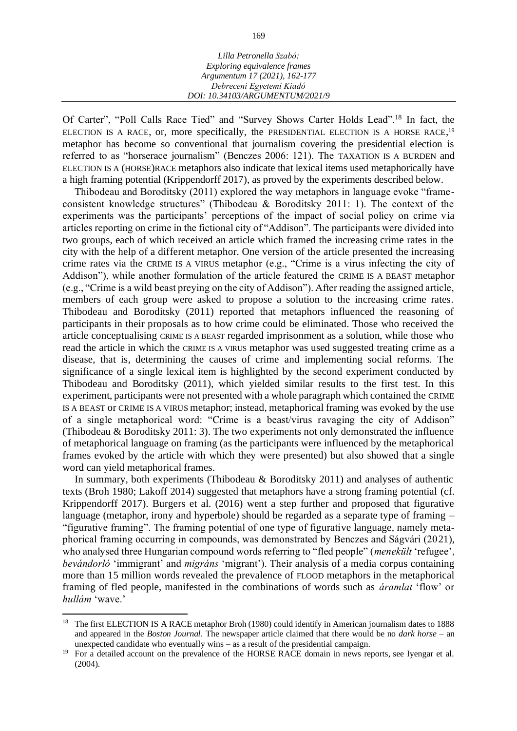Of Carter", "Poll Calls Race Tied" and "Survey Shows Carter Holds Lead".[18] In fact, the ELECTION IS A RACE, or, more specifically, the PRESIDENTIAL ELECTION IS A HORSE RACE,[19] metaphor has become so conventional that journalism covering the presidential election is referred to as "horserace journalism" (Benczes 2006: 121). The TAXATION IS A BURDEN and ELECTION IS A (HORSE)RACE metaphors also indicate that lexical items used metaphorically have a high framing potential (Krippendorff 2017), as proved by the experiments described below.

Thibodeau and Boroditsky (2011) explored the way metaphors in language evoke "frame-consistent knowledge structures" (Thibodeau & Boroditsky 2011: 1). The context of the experiments was the participants' perceptions of the impact of social policy on crime via articles reporting on crime in the fictional city of "Addison". The participants were divided into two groups, each of which received an article which framed the increasing crime rates in the city with the help of a different metaphor. One version of the article presented the increasing crime rates via the CRIME IS A VIRUS metaphor (e.g., "Crime is a virus infecting the city of Addison"), while another formulation of the article featured the CRIME IS A BEAST metaphor (e.g., "Crime is a wild beast preying on the city of Addison"). After reading the assigned article, members of each group were asked to propose a solution to the increasing crime rates. Thibodeau and Boroditsky (2011) reported that metaphors influenced the reasoning of participants in their proposals as to how crime could be eliminated. Those who received the article conceptualising CRIME IS A BEAST regarded imprisonment as a solution, while those who read the article in which the CRIME IS A VIRUS metaphor was used suggested treating crime as a disease, that is, determining the causes of crime and implementing social reforms. The significance of a single lexical item is highlighted by the second experiment conducted by Thibodeau and Boroditsky (2011), which yielded similar results to the first test. In this experiment, participants were not presented with a whole paragraph which contained the CRIME IS A BEAST or CRIME IS A VIRUS metaphor; instead, metaphorical framing was evoked by the use of a single metaphorical word: "Crime is a beast/virus ravaging the city of Addison" (Thibodeau & Boroditsky 2011: 3). The two experiments not only demonstrated the influence of metaphorical language on framing (as the participants were influenced by the metaphorical frames evoked by the article with which they were presented) but also showed that a single word can yield metaphorical frames.

In summary, both experiments (Thibodeau & Boroditsky 2011) and analyses of authentic texts (Broh 1980; Lakoff 2014) suggested that metaphors have a strong framing potential (cf. Krippendorff 2017). Burgers et al. (2016) went a step further and proposed that figurative language (metaphor, irony and hyperbole) should be regarded as a separate type of framing – "figurative framing". The framing potential of one type of figurative language, namely metaphorical framing occurring in compounds, was demonstrated by Benczes and Ságvári (2021), who analysed three Hungarian compound words referring to "fled people" (*menekült* 'refugee', *bevándorló* 'immigrant' and *migráns* 'migrant'). Their analysis of a media corpus containing more than 15 million words revealed the prevalence of FLOOD metaphors in the metaphorical framing of fled people, manifested in the combinations of words such as *áramlat* 'flow' or *hullám* 'wave.'

---

[18] The first ELECTION IS A RACE metaphor Broh (1980) could identify in American journalism dates to 1888 and appeared in the *Boston Journal*. The newspaper article claimed that there would be no *dark horse* – an unexpected candidate who eventually wins – as a result of the presidential campaign.

[19] For a detailed account on the prevalence of the HORSE RACE domain in news reports, see Iyengar et al. (2004).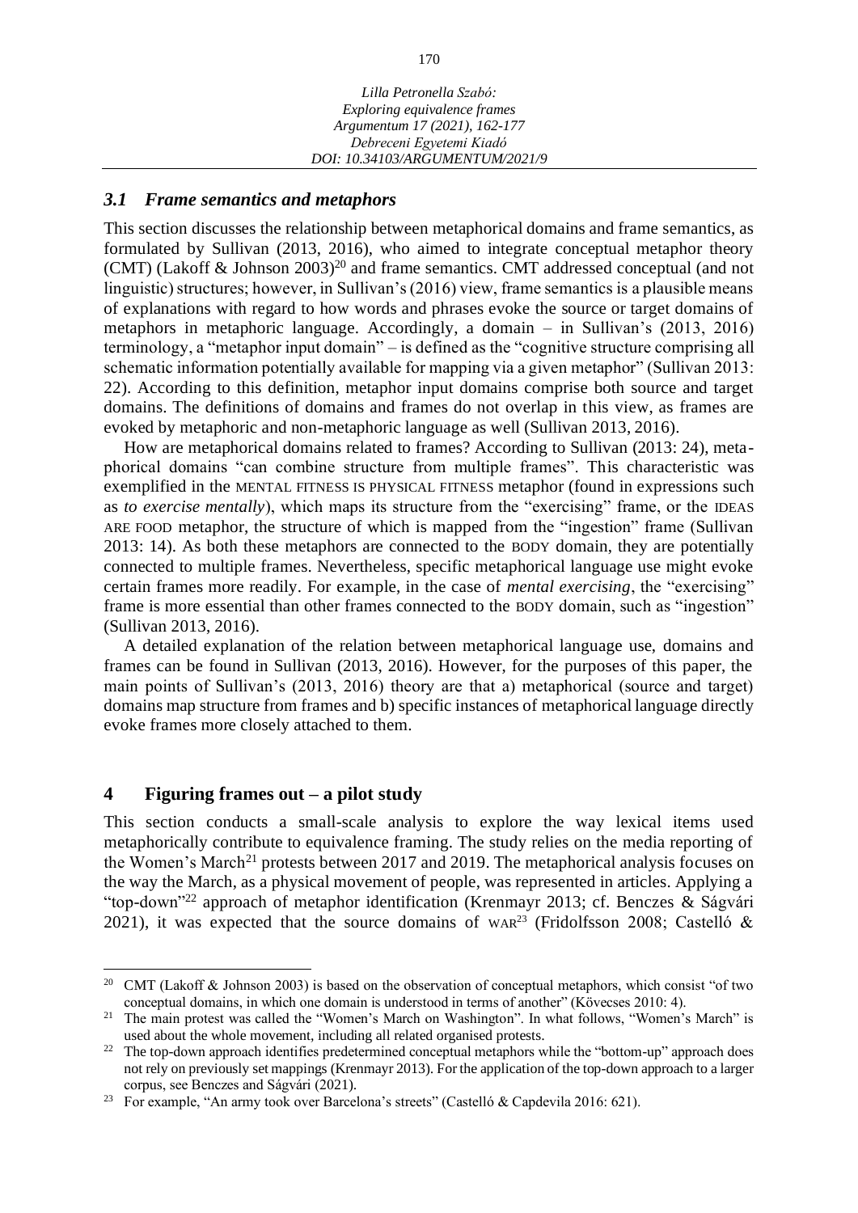### *3.1 Frame semantics and metaphors*

This section discusses the relationship between metaphorical domains and frame semantics, as formulated by Sullivan (2013, 2016), who aimed to integrate conceptual metaphor theory (CMT) (Lakoff & Johnson 2003)[20] and frame semantics. CMT addressed conceptual (and not linguistic) structures; however, in Sullivan's (2016) view, frame semantics is a plausible means of explanations with regard to how words and phrases evoke the source or target domains of metaphors in metaphoric language. Accordingly, a domain – in Sullivan's (2013, 2016) terminology, a "metaphor input domain" – is defined as the "cognitive structure comprising all schematic information potentially available for mapping via a given metaphor" (Sullivan 2013: 22). According to this definition, metaphor input domains comprise both source and target domains. The definitions of domains and frames do not overlap in this view, as frames are evoked by metaphoric and non-metaphoric language as well (Sullivan 2013, 2016).

How are metaphorical domains related to frames? According to Sullivan (2013: 24), metaphorical domains "can combine structure from multiple frames". This characteristic was exemplified in the MENTAL FITNESS IS PHYSICAL FITNESS metaphor (found in expressions such as *to exercise mentally*), which maps its structure from the "exercising" frame, or the IDEAS ARE FOOD metaphor, the structure of which is mapped from the "ingestion" frame (Sullivan 2013: 14). As both these metaphors are connected to the BODY domain, they are potentially connected to multiple frames. Nevertheless, specific metaphorical language use might evoke certain frames more readily. For example, in the case of *mental exercising*, the "exercising" frame is more essential than other frames connected to the BODY domain, such as "ingestion" (Sullivan 2013, 2016).

A detailed explanation of the relation between metaphorical language use, domains and frames can be found in Sullivan (2013, 2016). However, for the purposes of this paper, the main points of Sullivan's (2013, 2016) theory are that a) metaphorical (source and target) domains map structure from frames and b) specific instances of metaphorical language directly evoke frames more closely attached to them.

## 4 Figuring frames out – a pilot study

This section conducts a small-scale analysis to explore the way lexical items used metaphorically contribute to equivalence framing. The study relies on the media reporting of the Women's March[21] protests between 2017 and 2019. The metaphorical analysis focuses on the way the March, as a physical movement of people, was represented in articles. Applying a "top-down"[22] approach of metaphor identification (Krenmayr 2013; cf. Benczes & Ságvári 2021), it was expected that the source domains of WAR[23] (Fridolfsson 2008; Castelló &

---

[20] CMT (Lakoff & Johnson 2003) is based on the observation of conceptual metaphors, which consist "of two conceptual domains, in which one domain is understood in terms of another" (Kövecses 2010: 4).

[21] The main protest was called the "Women's March on Washington". In what follows, "Women's March" is used about the whole movement, including all related organised protests.

[22] The top-down approach identifies predetermined conceptual metaphors while the "bottom-up" approach does not rely on previously set mappings (Krenmayr 2013). For the application of the top-down approach to a larger corpus, see Benczes and Ságvári (2021).

[23] For example, "An army took over Barcelona's streets" (Castelló & Capdevila 2016: 621).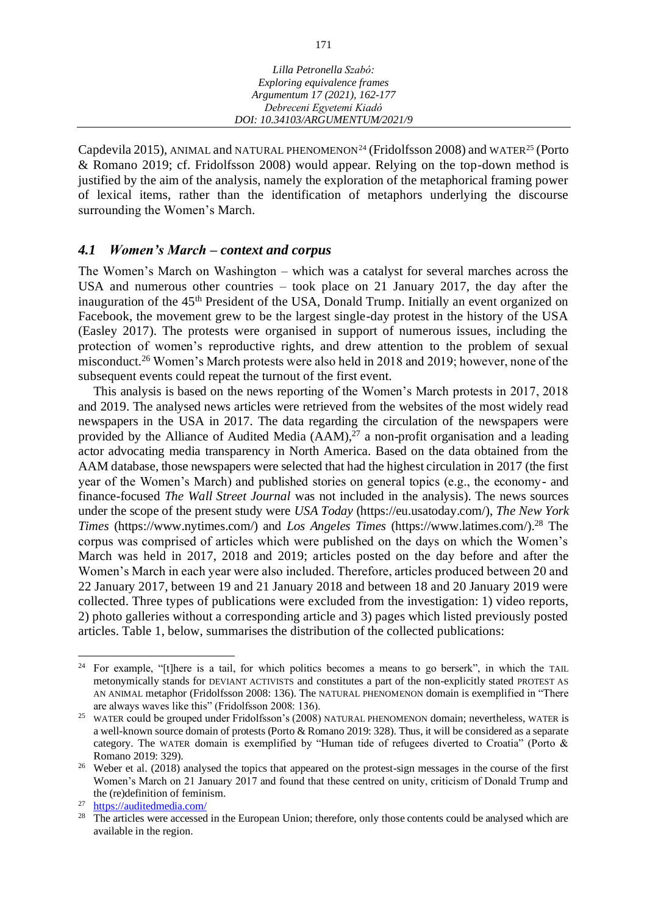Capdevila 2015), ANIMAL and NATURAL PHENOMENON[24] (Fridolfsson 2008) and WATER[25] (Porto & Romano 2019; cf. Fridolfsson 2008) would appear. Relying on the top-down method is justified by the aim of the analysis, namely the exploration of the metaphorical framing power of lexical items, rather than the identification of metaphors underlying the discourse surrounding the Women's March.

### *4.1 Women's March – context and corpus*

The Women's March on Washington – which was a catalyst for several marches across the USA and numerous other countries – took place on 21 January 2017, the day after the inauguration of the 45th President of the USA, Donald Trump. Initially an event organized on Facebook, the movement grew to be the largest single-day protest in the history of the USA (Easley 2017). The protests were organised in support of numerous issues, including the protection of women's reproductive rights, and drew attention to the problem of sexual misconduct.[26] Women's March protests were also held in 2018 and 2019; however, none of the subsequent events could repeat the turnout of the first event.

This analysis is based on the news reporting of the Women's March protests in 2017, 2018 and 2019. The analysed news articles were retrieved from the websites of the most widely read newspapers in the USA in 2017. The data regarding the circulation of the newspapers were provided by the Alliance of Audited Media (AAM),[27] a non-profit organisation and a leading actor advocating media transparency in North America. Based on the data obtained from the AAM database, those newspapers were selected that had the highest circulation in 2017 (the first year of the Women's March) and published stories on general topics (e.g., the economy- and finance-focused *The Wall Street Journal* was not included in the analysis). The news sources under the scope of the present study were *USA Today* (https://eu.usatoday.com/), *The New York Times* (https://www.nytimes.com/) and *Los Angeles Times* (https://www.latimes.com/).[28] The corpus was comprised of articles which were published on the days on which the Women's March was held in 2017, 2018 and 2019; articles posted on the day before and after the Women's March in each year were also included. Therefore, articles produced between 20 and 22 January 2017, between 19 and 21 January 2018 and between 18 and 20 January 2019 were collected. Three types of publications were excluded from the investigation: 1) video reports, 2) photo galleries without a corresponding article and 3) pages which listed previously posted articles. Table 1, below, summarises the distribution of the collected publications:

---

[24] For example, "[t]here is a tail, for which politics becomes a means to go berserk", in which the TAIL metonymically stands for DEVIANT ACTIVISTS and constitutes a part of the non-explicitly stated PROTEST AS AN ANIMAL metaphor (Fridolfsson 2008: 136). The NATURAL PHENOMENON domain is exemplified in "There are always waves like this" (Fridolfsson 2008: 136).

[25] WATER could be grouped under Fridolfsson's (2008) NATURAL PHENOMENON domain; nevertheless, WATER is a well-known source domain of protests (Porto & Romano 2019: 328). Thus, it will be considered as a separate category. The WATER domain is exemplified by "Human tide of refugees diverted to Croatia" (Porto & Romano 2019: 329).

[26] Weber et al. (2018) analysed the topics that appeared on the protest-sign messages in the course of the first Women's March on 21 January 2017 and found that these centred on unity, criticism of Donald Trump and the (re)definition of feminism.

[27] https://auditedmedia.com/

[28] The articles were accessed in the European Union; therefore, only those contents could be analysed which are available in the region.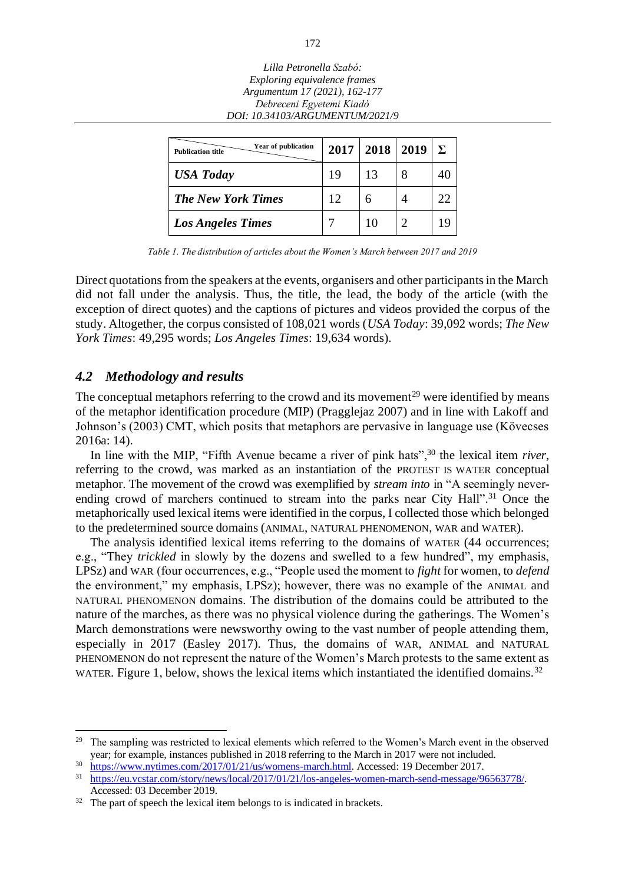| Publication title / Year of publication | 2017 | 2018 | 2019 | Σ |
|---|---|---|---|---|
| ***USA Today*** | 19 | 13 | 8 | 40 |
| ***The New York Times*** | 12 | 6 | 4 | 22 |
| ***Los Angeles Times*** | 7 | 10 | 2 | 19 |

*Table 1. The distribution of articles about the Women's March between 2017 and 2019*

Direct quotations from the speakers at the events, organisers and other participants in the March did not fall under the analysis. Thus, the title, the lead, the body of the article (with the exception of direct quotes) and the captions of pictures and videos provided the corpus of the study. Altogether, the corpus consisted of 108,021 words (*USA Today*: 39,092 words; *The New York Times*: 49,295 words; *Los Angeles Times*: 19,634 words).

### *4.2 Methodology and results*

The conceptual metaphors referring to the crowd and its movement[29] were identified by means of the metaphor identification procedure (MIP) (Pragglejaz 2007) and in line with Lakoff and Johnson's (2003) CMT, which posits that metaphors are pervasive in language use (Kövecses 2016a: 14).

In line with the MIP, "Fifth Avenue became a river of pink hats",[30] the lexical item *river*, referring to the crowd, was marked as an instantiation of the PROTEST IS WATER conceptual metaphor. The movement of the crowd was exemplified by *stream into* in "A seemingly never-ending crowd of marchers continued to stream into the parks near City Hall".[31] Once the metaphorically used lexical items were identified in the corpus, I collected those which belonged to the predetermined source domains (ANIMAL, NATURAL PHENOMENON, WAR and WATER).

The analysis identified lexical items referring to the domains of WATER (44 occurrences; e.g., "They *trickled* in slowly by the dozens and swelled to a few hundred", my emphasis, LPSz) and WAR (four occurrences, e.g., "People used the moment to *fight* for women, to *defend* the environment," my emphasis, LPSz); however, there was no example of the ANIMAL and NATURAL PHENOMENON domains. The distribution of the domains could be attributed to the nature of the marches, as there was no physical violence during the gatherings. The Women's March demonstrations were newsworthy owing to the vast number of people attending them, especially in 2017 (Easley 2017). Thus, the domains of WAR, ANIMAL and NATURAL PHENOMENON do not represent the nature of the Women's March protests to the same extent as WATER. Figure 1, below, shows the lexical items which instantiated the identified domains.[32]

---

[29] The sampling was restricted to lexical elements which referred to the Women's March event in the observed year; for example, instances published in 2018 referring to the March in 2017 were not included.

[30] https://www.nytimes.com/2017/01/21/us/womens-march.html. Accessed: 19 December 2017.

[31] https://eu.vcstar.com/story/news/local/2017/01/21/los-angeles-women-march-send-message/96563778/. Accessed: 03 December 2019.

[32] The part of speech the lexical item belongs to is indicated in brackets.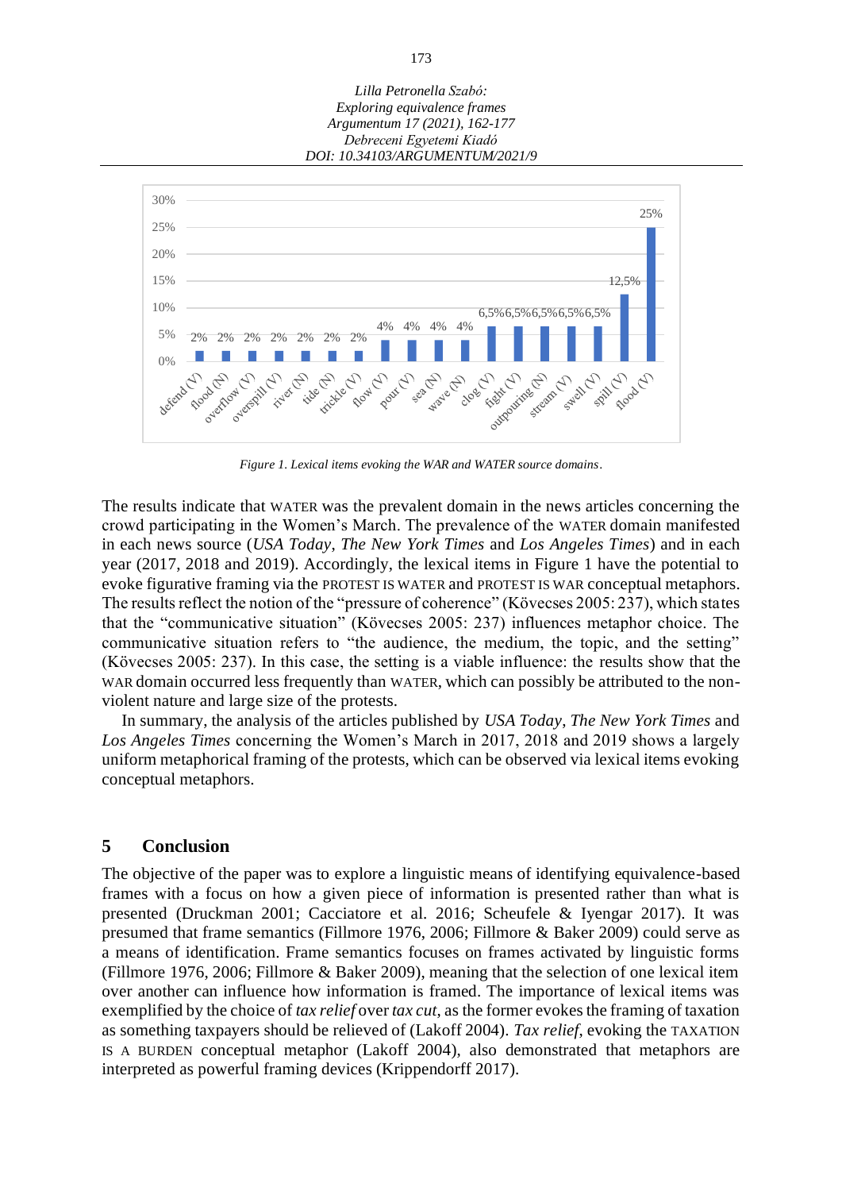*Figure 1. Lexical items evoking the WAR and WATER source domains.*

The results indicate that WATER was the prevalent domain in the news articles concerning the crowd participating in the Women's March. The prevalence of the WATER domain manifested in each news source (*USA Today*, *The New York Times* and *Los Angeles Times*) and in each year (2017, 2018 and 2019). Accordingly, the lexical items in Figure 1 have the potential to evoke figurative framing via the PROTEST IS WATER and PROTEST IS WAR conceptual metaphors. The results reflect the notion of the "pressure of coherence" (Kövecses 2005: 237), which states that the "communicative situation" (Kövecses 2005: 237) influences metaphor choice. The communicative situation refers to "the audience, the medium, the topic, and the setting" (Kövecses 2005: 237). In this case, the setting is a viable influence: the results show that the WAR domain occurred less frequently than WATER, which can possibly be attributed to the non-violent nature and large size of the protests.

In summary, the analysis of the articles published by *USA Today*, *The New York Times* and *Los Angeles Times* concerning the Women's March in 2017, 2018 and 2019 shows a largely uniform metaphorical framing of the protests, which can be observed via lexical items evoking conceptual metaphors.

## 5 Conclusion

The objective of the paper was to explore a linguistic means of identifying equivalence-based frames with a focus on how a given piece of information is presented rather than what is presented (Druckman 2001; Cacciatore et al. 2016; Scheufele & Iyengar 2017). It was presumed that frame semantics (Fillmore 1976, 2006; Fillmore & Baker 2009) could serve as a means of identification. Frame semantics focuses on frames activated by linguistic forms (Fillmore 1976, 2006; Fillmore & Baker 2009), meaning that the selection of one lexical item over another can influence how information is framed. The importance of lexical items was exemplified by the choice of *tax relief* over *tax cut*, as the former evokes the framing of taxation as something taxpayers should be relieved of (Lakoff 2004). *Tax relief*, evoking the TAXATION IS A BURDEN conceptual metaphor (Lakoff 2004), also demonstrated that metaphors are interpreted as powerful framing devices (Krippendorff 2017).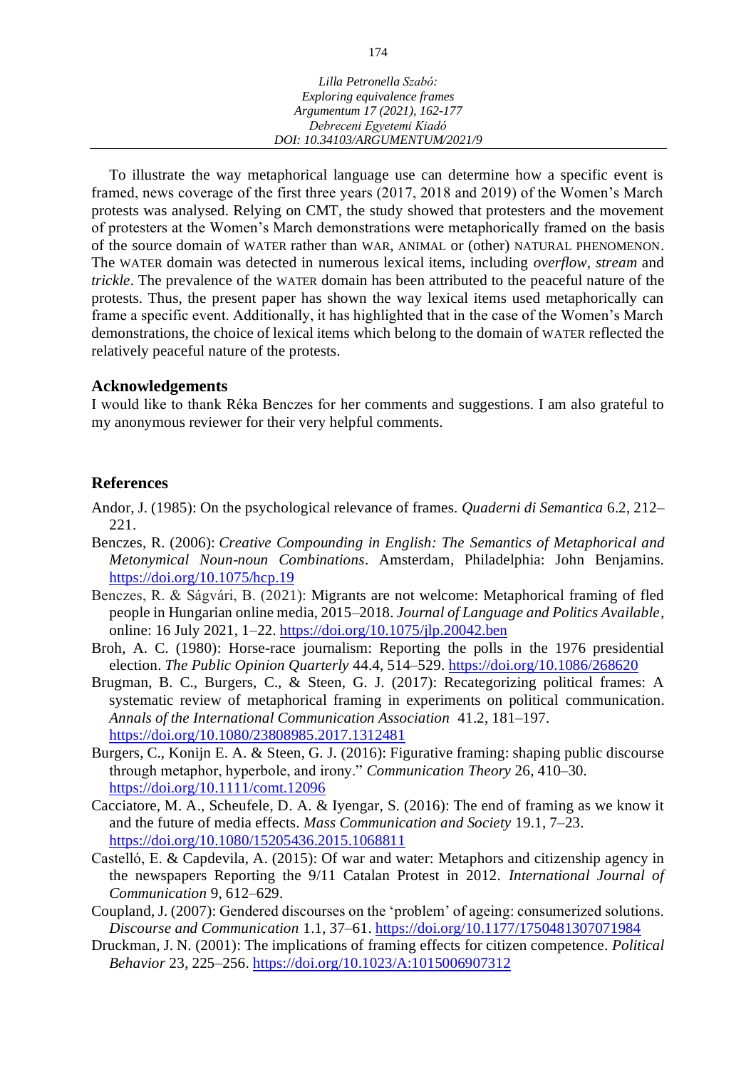To illustrate the way metaphorical language use can determine how a specific event is framed, news coverage of the first three years (2017, 2018 and 2019) of the Women's March protests was analysed. Relying on CMT, the study showed that protesters and the movement of protesters at the Women's March demonstrations were metaphorically framed on the basis of the source domain of WATER rather than WAR, ANIMAL or (other) NATURAL PHENOMENON. The WATER domain was detected in numerous lexical items, including *overflow*, *stream* and *trickle*. The prevalence of the WATER domain has been attributed to the peaceful nature of the protests. Thus, the present paper has shown the way lexical items used metaphorically can frame a specific event. Additionally, it has highlighted that in the case of the Women's March demonstrations, the choice of lexical items which belong to the domain of WATER reflected the relatively peaceful nature of the protests.

## Acknowledgements

I would like to thank Réka Benczes for her comments and suggestions. I am also grateful to my anonymous reviewer for their very helpful comments.

## References

Andor, J. (1985): On the psychological relevance of frames. *Quaderni di Semantica* 6.2, 212–221.

Benczes, R. (2006): *Creative Compounding in English: The Semantics of Metaphorical and Metonymical Noun-noun Combinations*. Amsterdam, Philadelphia: John Benjamins. https://doi.org/10.1075/hcp.19

Benczes, R. & Ságvári, B. (2021): Migrants are not welcome: Metaphorical framing of fled people in Hungarian online media, 2015–2018. *Journal of Language and Politics Available*, online: 16 July 2021, 1–22. https://doi.org/10.1075/jlp.20042.ben

Broh, A. C. (1980): Horse-race journalism: Reporting the polls in the 1976 presidential election. *The Public Opinion Quarterly* 44.4, 514–529. https://doi.org/10.1086/268620

Brugman, B. C., Burgers, C., & Steen, G. J. (2017): Recategorizing political frames: A systematic review of metaphorical framing in experiments on political communication. *Annals of the International Communication Association* 41.2, 181–197. https://doi.org/10.1080/23808985.2017.1312481

Burgers, C., Konijn E. A. & Steen, G. J. (2016): Figurative framing: shaping public discourse through metaphor, hyperbole, and irony." *Communication Theory* 26, 410–30. https://doi.org/10.1111/comt.12096

Cacciatore, M. A., Scheufele, D. A. & Iyengar, S. (2016): The end of framing as we know it and the future of media effects. *Mass Communication and Society* 19.1, 7–23. https://doi.org/10.1080/15205436.2015.1068811

Castelló, E. & Capdevila, A. (2015): Of war and water: Metaphors and citizenship agency in the newspapers Reporting the 9/11 Catalan Protest in 2012. *International Journal of Communication* 9, 612–629.

Coupland, J. (2007): Gendered discourses on the 'problem' of ageing: consumerized solutions. *Discourse and Communication* 1.1, 37–61. https://doi.org/10.1177/1750481307071984

Druckman, J. N. (2001): The implications of framing effects for citizen competence. *Political Behavior* 23, 225–256. https://doi.org/10.1023/A:1015006907312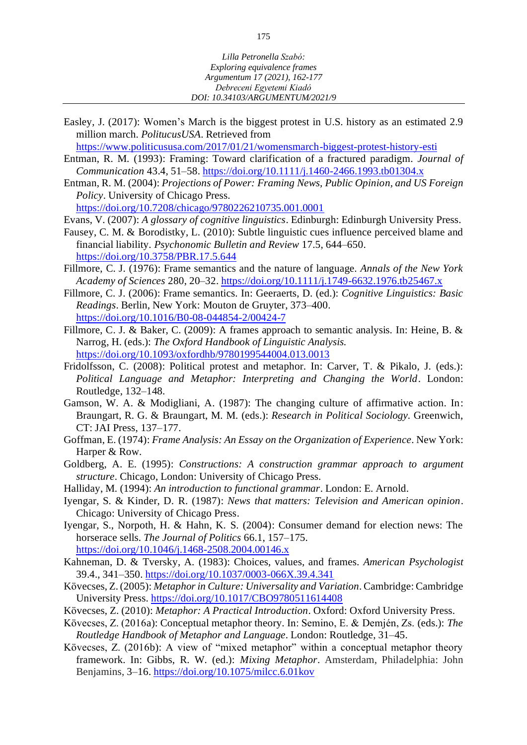Easley, J. (2017): Women's March is the biggest protest in U.S. history as an estimated 2.9 million march. *PolitucusUSA*. Retrieved from https://www.politicususa.com/2017/01/21/womensmarch-biggest-protest-history-esti

Entman, R. M. (1993): Framing: Toward clarification of a fractured paradigm. *Journal of Communication* 43.4, 51–58. https://doi.org/10.1111/j.1460-2466.1993.tb01304.x

Entman, R. M. (2004): *Projections of Power: Framing News, Public Opinion, and US Foreign Policy*. University of Chicago Press. https://doi.org/10.7208/chicago/9780226210735.001.0001

Evans, V. (2007): *A glossary of cognitive linguistics*. Edinburgh: Edinburgh University Press.

Fausey, C. M. & Borodistky, L. (2010): Subtle linguistic cues influence perceived blame and financial liability. *Psychonomic Bulletin and Review* 17.5, 644–650. https://doi.org/10.3758/PBR.17.5.644

Fillmore, C. J. (1976): Frame semantics and the nature of language. *Annals of the New York Academy of Sciences* 280, 20–32. https://doi.org/10.1111/j.1749-6632.1976.tb25467.x

Fillmore, C. J. (2006): Frame semantics. In: Geeraerts, D. (ed.): *Cognitive Linguistics: Basic Readings*. Berlin, New York: Mouton de Gruyter, 373–400. https://doi.org/10.1016/B0-08-044854-2/00424-7

Fillmore, C. J. & Baker, C. (2009): A frames approach to semantic analysis. In: Heine, B. & Narrog, H. (eds.): *The Oxford Handbook of Linguistic Analysis.* https://doi.org/10.1093/oxfordhb/9780199544004.013.0013

Fridolfsson, C. (2008): Political protest and metaphor. In: Carver, T. & Pikalo, J. (eds.): *Political Language and Metaphor: Interpreting and Changing the World*. London: Routledge, 132–148.

Gamson, W. A. & Modigliani, A. (1987): The changing culture of affirmative action. In: Braungart, R. G. & Braungart, M. M. (eds.): *Research in Political Sociology.* Greenwich, CT: JAI Press, 137–177.

Goffman, E. (1974): *Frame Analysis: An Essay on the Organization of Experience*. New York: Harper & Row.

Goldberg, A. E. (1995): *Constructions: A construction grammar approach to argument structure*. Chicago, London: University of Chicago Press.

Halliday, M. (1994): *An introduction to functional grammar*. London: E. Arnold.

Iyengar, S. & Kinder, D. R. (1987): *News that matters: Television and American opinion*. Chicago: University of Chicago Press.

Iyengar, S., Norpoth, H. & Hahn, K. S. (2004): Consumer demand for election news: The horserace sells. *The Journal of Politics* 66.1, 157–175. https://doi.org/10.1046/j.1468-2508.2004.00146.x

Kahneman, D. & Tversky, A. (1983): Choices, values, and frames. *American Psychologist* 39.4., 341–350. https://doi.org/10.1037/0003-066X.39.4.341

Kövecses, Z. (2005): *Metaphor in Culture: Universality and Variation*. Cambridge: Cambridge University Press. https://doi.org/10.1017/CBO9780511614408

Kövecses, Z. (2010): *Metaphor: A Practical Introduction*. Oxford: Oxford University Press.

Kövecses, Z. (2016a): Conceptual metaphor theory. In: Semino, E. & Demjén, Zs. (eds.): *The Routledge Handbook of Metaphor and Language*. London: Routledge, 31–45.

Kövecses, Z. (2016b): A view of "mixed metaphor" within a conceptual metaphor theory framework. In: Gibbs, R. W. (ed.): *Mixing Metaphor*. Amsterdam, Philadelphia: John Benjamins, 3–16. https://doi.org/10.1075/milcc.6.01kov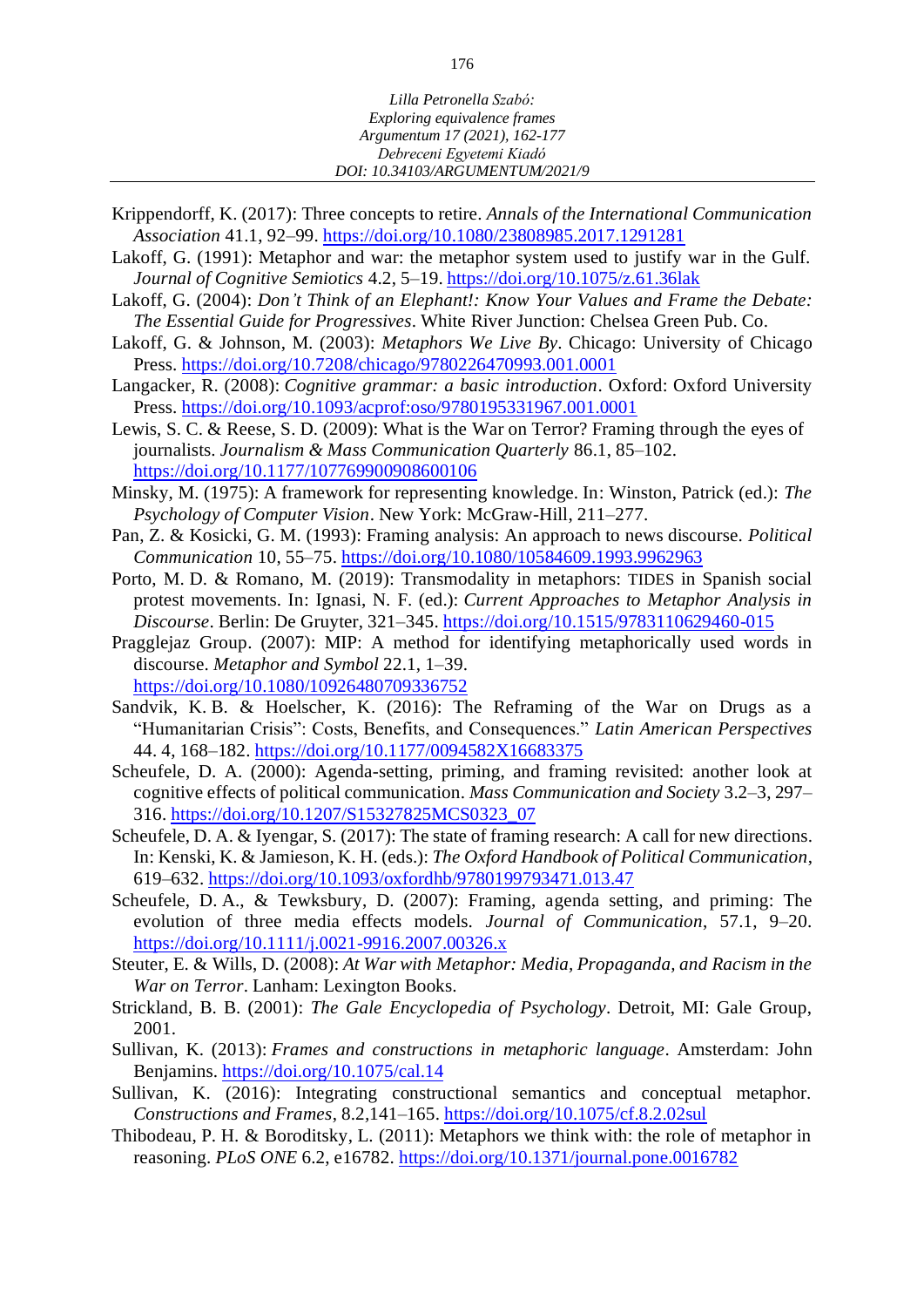Krippendorff, K. (2017): Three concepts to retire. *Annals of the International Communication Association* 41.1, 92–99. https://doi.org/10.1080/23808985.2017.1291281

Lakoff, G. (1991): Metaphor and war: the metaphor system used to justify war in the Gulf. *Journal of Cognitive Semiotics* 4.2, 5–19. https://doi.org/10.1075/z.61.36lak

Lakoff, G. (2004): *Don't Think of an Elephant!: Know Your Values and Frame the Debate: The Essential Guide for Progressives*. White River Junction: Chelsea Green Pub. Co.

Lakoff, G. & Johnson, M. (2003): *Metaphors We Live By*. Chicago: University of Chicago Press. https://doi.org/10.7208/chicago/9780226470993.001.0001

Langacker, R. (2008): *Cognitive grammar: a basic introduction*. Oxford: Oxford University Press. https://doi.org/10.1093/acprof:oso/9780195331967.001.0001

Lewis, S. C. & Reese, S. D. (2009): What is the War on Terror? Framing through the eyes of journalists. *Journalism & Mass Communication Quarterly* 86.1, 85–102. https://doi.org/10.1177/107769900908600106

Minsky, M. (1975): A framework for representing knowledge. In: Winston, Patrick (ed.): *The Psychology of Computer Vision*. New York: McGraw-Hill, 211–277.

Pan, Z. & Kosicki, G. M. (1993): Framing analysis: An approach to news discourse. *Political Communication* 10, 55–75. https://doi.org/10.1080/10584609.1993.9962963

Porto, M. D. & Romano, M. (2019): Transmodality in metaphors: TIDES in Spanish social protest movements. In: Ignasi, N. F. (ed.): *Current Approaches to Metaphor Analysis in Discourse*. Berlin: De Gruyter, 321–345. https://doi.org/10.1515/9783110629460-015

Pragglejaz Group. (2007): MIP: A method for identifying metaphorically used words in discourse. *Metaphor and Symbol* 22.1, 1–39. https://doi.org/10.1080/10926480709336752

Sandvik, K. B. & Hoelscher, K. (2016): The Reframing of the War on Drugs as a "Humanitarian Crisis": Costs, Benefits, and Consequences." *Latin American Perspectives* 44. 4, 168–182. https://doi.org/10.1177/0094582X16683375

Scheufele, D. A. (2000): Agenda-setting, priming, and framing revisited: another look at cognitive effects of political communication. *Mass Communication and Society* 3.2–3, 297–316. https://doi.org/10.1207/S15327825MCS0323_07

Scheufele, D. A. & Iyengar, S. (2017): The state of framing research: A call for new directions. In: Kenski, K. & Jamieson, K. H. (eds.): *The Oxford Handbook of Political Communication*, 619–632. https://doi.org/10.1093/oxfordhb/9780199793471.013.47

Scheufele, D. A., & Tewksbury, D. (2007): Framing, agenda setting, and priming: The evolution of three media effects models. *Journal of Communication*, 57.1, 9–20. https://doi.org/10.1111/j.0021-9916.2007.00326.x

Steuter, E. & Wills, D. (2008): *At War with Metaphor: Media, Propaganda, and Racism in the War on Terror*. Lanham: Lexington Books.

Strickland, B. B. (2001): *The Gale Encyclopedia of Psychology*. Detroit, MI: Gale Group, 2001.

Sullivan, K. (2013): *Frames and constructions in metaphoric language*. Amsterdam: John Benjamins. https://doi.org/10.1075/cal.14

Sullivan, K. (2016): Integrating constructional semantics and conceptual metaphor. *Constructions and Frames*, 8.2,141–165. https://doi.org/10.1075/cf.8.2.02sul

Thibodeau, P. H. & Boroditsky, L. (2011): Metaphors we think with: the role of metaphor in reasoning. *PLoS ONE* 6.2, e16782. https://doi.org/10.1371/journal.pone.0016782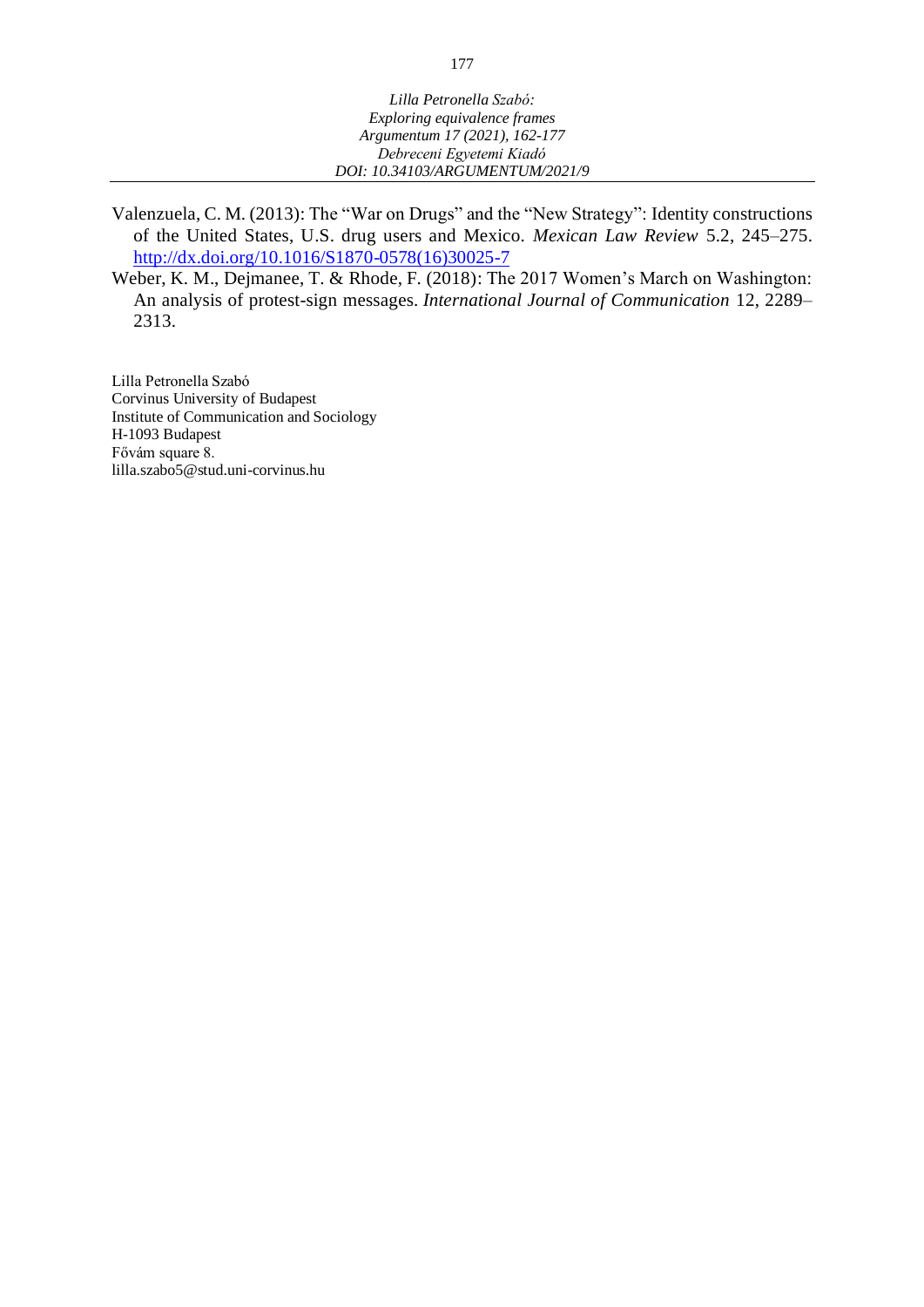Valenzuela, C. M. (2013): The "War on Drugs" and the "New Strategy": Identity constructions of the United States, U.S. drug users and Mexico. *Mexican Law Review* 5.2, 245–275. http://dx.doi.org/10.1016/S1870-0578(16)30025-7

Weber, K. M., Dejmanee, T. & Rhode, F. (2018): The 2017 Women's March on Washington: An analysis of protest-sign messages. *International Journal of Communication* 12, 2289–2313.

Lilla Petronella Szabó
Corvinus University of Budapest
Institute of Communication and Sociology
H-1093 Budapest
Fővám square 8.
lilla.szabo5@stud.uni-corvinus.hu